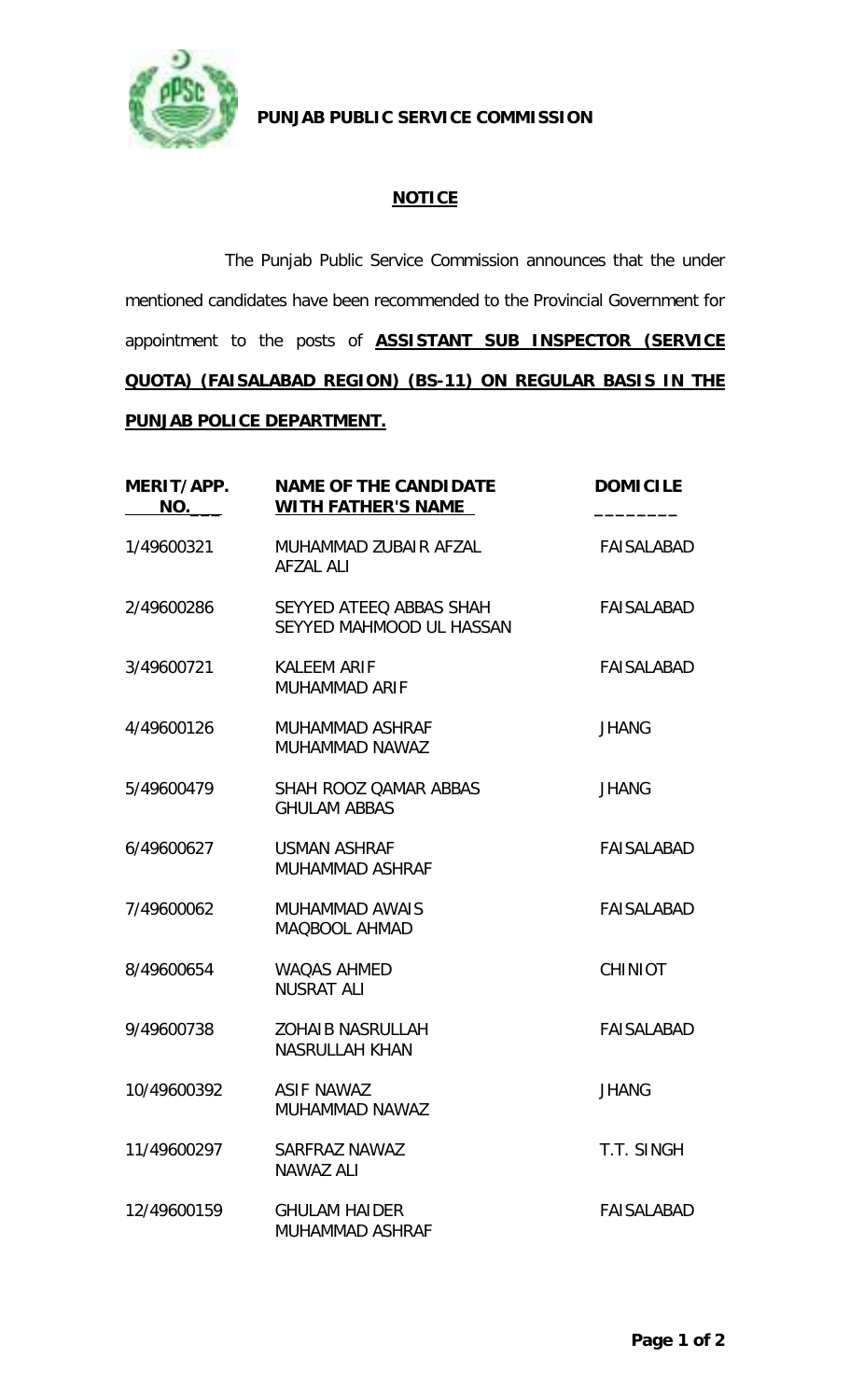**PUNJAB PUBLIC SERVICE COMMISSION**

## NOTICE

The Punjab Public Service Commission announces that the under mentioned candidates have been recommended to the Provincial Government for appointment to the posts of **ASSISTANT SUB INSPECTOR (SERVICE QUOTA) (FAISALABAD REGION) (BS-11) ON REGULAR BASIS IN THE PUNJAB POLICE DEPARTMENT.**

| MERIT/APP. NO. | NAME OF THE CANDIDATE WITH FATHER'S NAME | DOMICILE |
|---|---|---|
| 1/49600321 | MUHAMMAD ZUBAIR AFZAL<br>AFZAL ALI | FAISALABAD |
| 2/49600286 | SEYYED ATEEQ ABBAS SHAH<br>SEYYED MAHMOOD UL HASSAN | FAISALABAD |
| 3/49600721 | KALEEM ARIF<br>MUHAMMAD ARIF | FAISALABAD |
| 4/49600126 | MUHAMMAD ASHRAF<br>MUHAMMAD NAWAZ | JHANG |
| 5/49600479 | SHAH ROOZ QAMAR ABBAS<br>GHULAM ABBAS | JHANG |
| 6/49600627 | USMAN ASHRAF<br>MUHAMMAD ASHRAF | FAISALABAD |
| 7/49600062 | MUHAMMAD AWAIS<br>MAQBOOL AHMAD | FAISALABAD |
| 8/49600654 | WAQAS AHMED<br>NUSRAT ALI | CHINIOT |
| 9/49600738 | ZOHAIB NASRULLAH<br>NASRULLAH KHAN | FAISALABAD |
| 10/49600392 | ASIF NAWAZ<br>MUHAMMAD NAWAZ | JHANG |
| 11/49600297 | SARFRAZ NAWAZ<br>NAWAZ ALI | T.T. SINGH |
| 12/49600159 | GHULAM HAIDER<br>MUHAMMAD ASHRAF | FAISALABAD |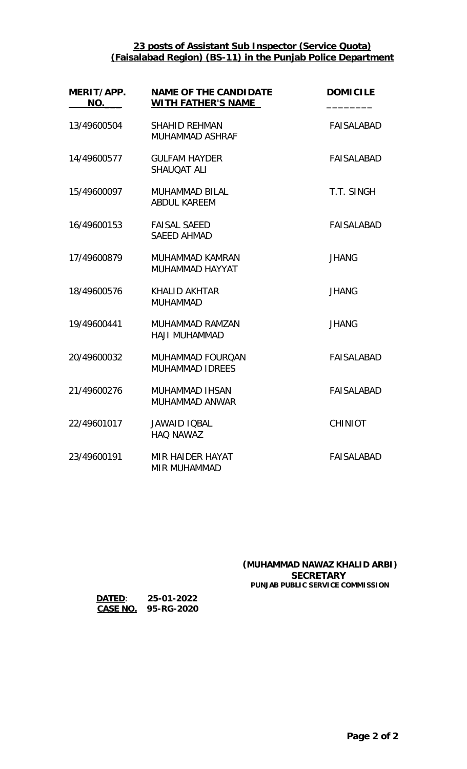**23 posts of Assistant Sub Inspector (Service Quota) (Faisalabad Region) (BS-11) in the Punjab Police Department**

| MERIT/APP. NO. | NAME OF THE CANDIDATE WITH FATHER'S NAME | DOMICILE |
|---|---|---|
| 13/49600504 | SHAHID REHMAN<br>MUHAMMAD ASHRAF | FAISALABAD |
| 14/49600577 | GULFAM HAYDER<br>SHAUQAT ALI | FAISALABAD |
| 15/49600097 | MUHAMMAD BILAL<br>ABDUL KAREEM | T.T. SINGH |
| 16/49600153 | FAISAL SAEED<br>SAEED AHMAD | FAISALABAD |
| 17/49600879 | MUHAMMAD KAMRAN<br>MUHAMMAD HAYYAT | JHANG |
| 18/49600576 | KHALID AKHTAR<br>MUHAMMAD | JHANG |
| 19/49600441 | MUHAMMAD RAMZAN<br>HAJI MUHAMMAD | JHANG |
| 20/49600032 | MUHAMMAD FOURQAN<br>MUHAMMAD IDREES | FAISALABAD |
| 21/49600276 | MUHAMMAD IHSAN<br>MUHAMMAD ANWAR | FAISALABAD |
| 22/49601017 | JAWAID IQBAL<br>HAQ NAWAZ | CHINIOT |
| 23/49600191 | MIR HAIDER HAYAT<br>MIR MUHAMMAD | FAISALABAD |

**(MUHAMMAD NAWAZ KHALID ARBI)**
**SECRETARY**
**PUNJAB PUBLIC SERVICE COMMISSION**

**DATED**: **25-01-2022**
**CASE NO.** **95-RG-2020**